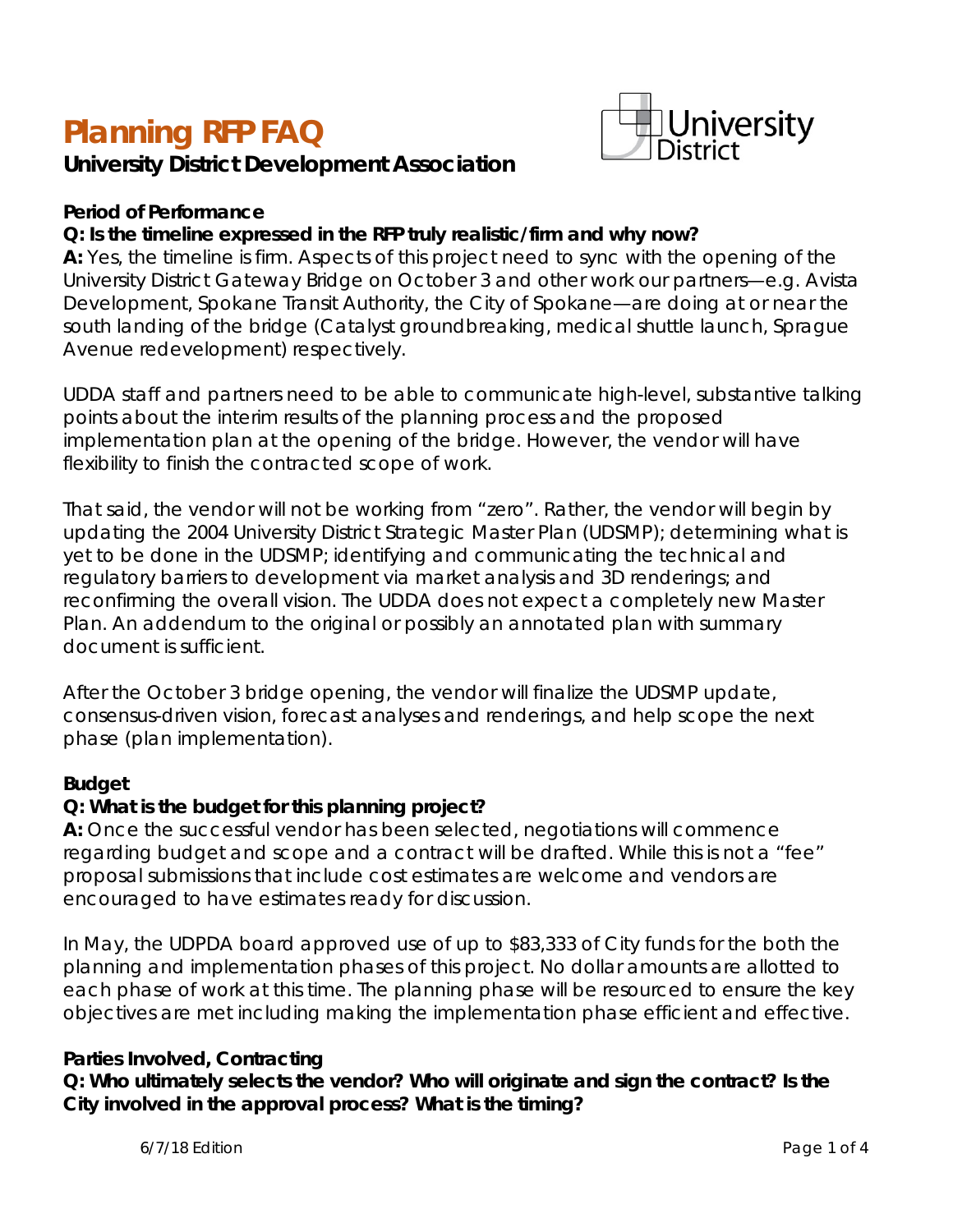# Planning RFP FAQ

## University District Development Association

### Period of Performance

**Q: Is the timeline expressed in the RFP truly realistic/firm and why now?**

**A:** Yes, the timeline is firm. Aspects of this project need to sync with the opening of the University District Gateway Bridge on October 3 and other work our partners—e.g. Avista Development, Spokane Transit Authority, the City of Spokane—are doing at or near the south landing of the bridge (Catalyst groundbreaking, medical shuttle launch, Sprague Avenue redevelopment) respectively.

UDDA staff and partners need to be able to communicate high-level, substantive talking points about the interim results of the planning process and the proposed implementation plan at the opening of the bridge. However, the vendor will have flexibility to finish the contracted scope of work.

That said, the vendor will not be working from "zero". Rather, the vendor will begin by updating the 2004 University District Strategic Master Plan (UDSMP); determining what is yet to be done in the UDSMP; identifying and communicating the technical and regulatory barriers to development via market analysis and 3D renderings; and reconfirming the overall vision. The UDDA does not expect a completely new Master Plan. An addendum to the original or possibly an annotated plan with summary document is sufficient.

After the October 3 bridge opening, the vendor will finalize the UDSMP update, consensus-driven vision, forecast analyses and renderings, and help scope the next phase (plan implementation).

### Budget

**Q: What is the budget for this planning project?**

**A:** Once the successful vendor has been selected, negotiations will commence regarding budget and scope and a contract will be drafted. While this is not a "fee" proposal submissions that include cost estimates are welcome and vendors are encouraged to have estimates ready for discussion.

In May, the UDPDA board approved use of up to $83,333 of City funds for the both the planning and implementation phases of this project. No dollar amounts are allotted to each phase of work at this time. The planning phase will be resourced to ensure the key objectives are met including making the implementation phase efficient and effective.

### Parties Involved, Contracting

**Q: Who ultimately selects the vendor? Who will originate and sign the contract? Is the City involved in the approval process? What is the timing?**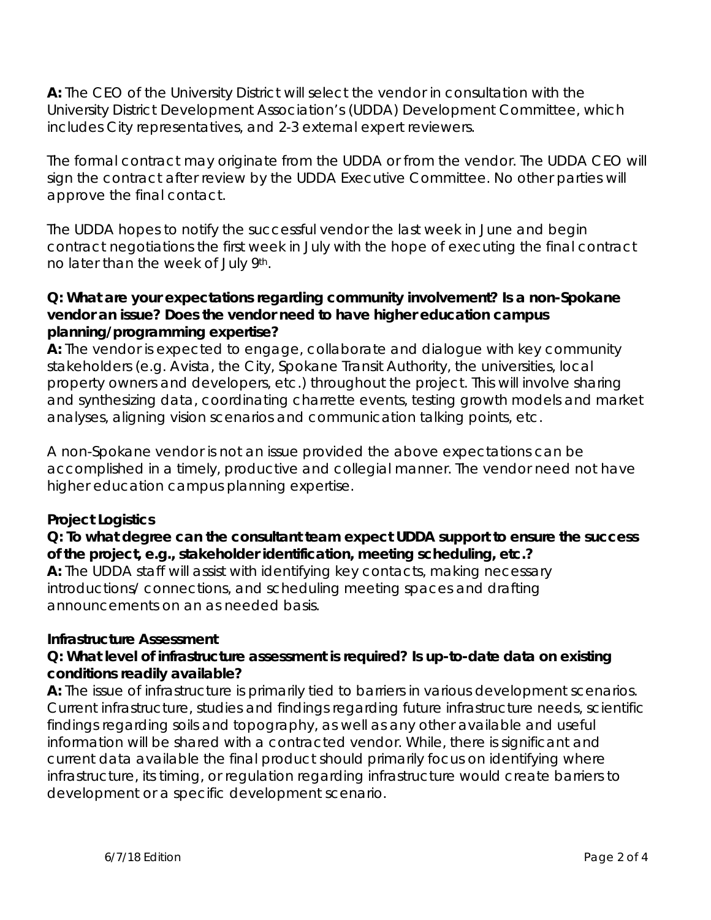**A:** The CEO of the University District will select the vendor in consultation with the University District Development Association's (UDDA) Development Committee, which includes City representatives, and 2-3 external expert reviewers.

The formal contract may originate from the UDDA or from the vendor. The UDDA CEO will sign the contract after review by the UDDA Executive Committee. No other parties will approve the final contact.

The UDDA hopes to notify the successful vendor the last week in June and begin contract negotiations the first week in July with the hope of executing the final contract no later than the week of July 9th.

**Q: What are your expectations regarding community involvement? Is a non-Spokane vendor an issue? Does the vendor need to have higher education campus planning/programming expertise?**

**A:** The vendor is expected to engage, collaborate and dialogue with key community stakeholders (e.g. Avista, the City, Spokane Transit Authority, the universities, local property owners and developers, etc.) throughout the project. This will involve sharing and synthesizing data, coordinating charrette events, testing growth models and market analyses, aligning vision scenarios and communication talking points, etc.

A non-Spokane vendor is not an issue provided the above expectations can be accomplished in a timely, productive and collegial manner. The vendor need not have higher education campus planning expertise.

**Project Logistics**

**Q: To what degree can the consultant team expect UDDA support to ensure the success of the project, e.g., stakeholder identification, meeting scheduling, etc.?**

**A:** The UDDA staff will assist with identifying key contacts, making necessary introductions/ connections, and scheduling meeting spaces and drafting announcements on an as needed basis.

**Infrastructure Assessment**

**Q: What level of infrastructure assessment is required? Is up-to-date data on existing conditions readily available?**

**A:** The issue of infrastructure is primarily tied to barriers in various development scenarios. Current infrastructure, studies and findings regarding future infrastructure needs, scientific findings regarding soils and topography, as well as any other available and useful information will be shared with a contracted vendor. While, there is significant and current data available the final product should primarily focus on identifying where infrastructure, its timing, or regulation regarding infrastructure would create barriers to development or a specific development scenario.

6/7/18 Edition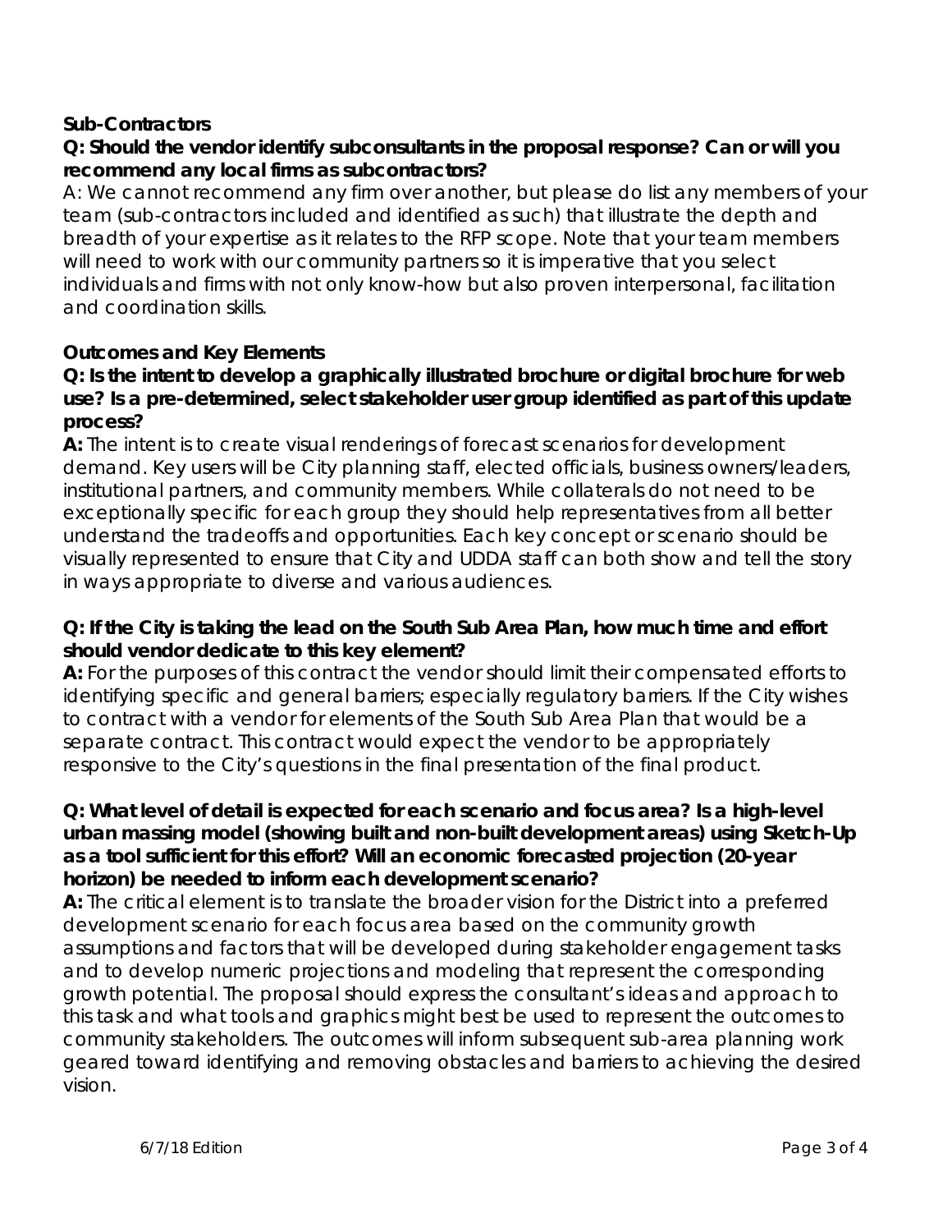### Sub-Contractors

**Q: Should the vendor identify subconsultants in the proposal response? Can or will you recommend any local firms as subcontractors?**

A: We cannot recommend any firm over another, but please do list any members of your team (sub-contractors included and identified as such) that illustrate the depth and breadth of your expertise as it relates to the RFP scope. Note that your team members will need to work with our community partners so it is imperative that you select individuals and firms with not only know-how but also proven interpersonal, facilitation and coordination skills.

### Outcomes and Key Elements

**Q: Is the intent to develop a graphically illustrated brochure or digital brochure for web use? Is a pre-determined, select stakeholder user group identified as part of this update process?**

**A:** The intent is to create visual renderings of forecast scenarios for development demand. Key users will be City planning staff, elected officials, business owners/leaders, institutional partners, and community members. While collaterals do not need to be exceptionally specific for each group they should help representatives from all better understand the tradeoffs and opportunities. Each key concept or scenario should be visually represented to ensure that City and UDDA staff can both show and tell the story in ways appropriate to diverse and various audiences.

**Q: If the City is taking the lead on the South Sub Area Plan, how much time and effort should vendor dedicate to this key element?**

**A:** For the purposes of this contract the vendor should limit their compensated efforts to identifying specific and general barriers; especially regulatory barriers. If the City wishes to contract with a vendor for elements of the South Sub Area Plan that would be a separate contract. This contract would expect the vendor to be appropriately responsive to the City's questions in the final presentation of the final product.

**Q: What level of detail is expected for each scenario and focus area? Is a high-level urban massing model (showing built and non-built development areas) using Sketch-Up as a tool sufficient for this effort? Will an economic forecasted projection (20-year horizon) be needed to inform each development scenario?**

**A:** The critical element is to translate the broader vision for the District into a preferred development scenario for each focus area based on the community growth assumptions and factors that will be developed during stakeholder engagement tasks and to develop numeric projections and modeling that represent the corresponding growth potential. The proposal should express the consultant's ideas and approach to this task and what tools and graphics might best be used to represent the outcomes to community stakeholders. The outcomes will inform subsequent sub-area planning work geared toward identifying and removing obstacles and barriers to achieving the desired vision.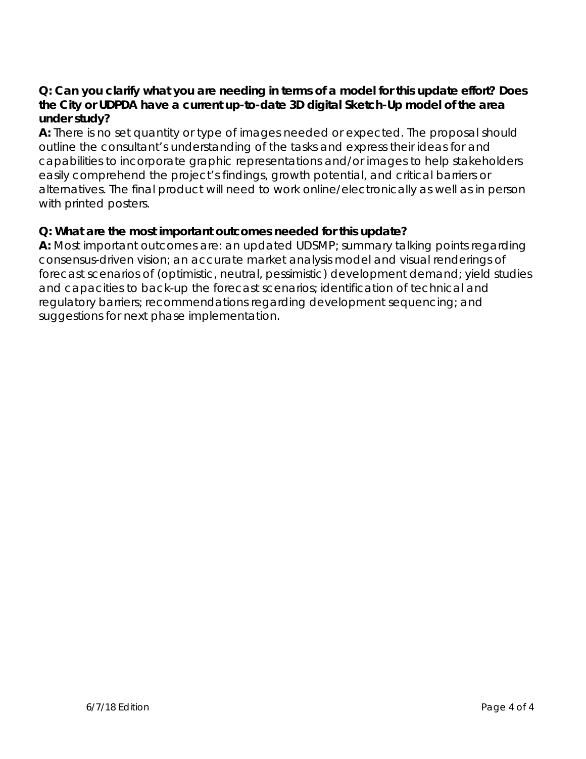**Q: Can you clarify what you are needing in terms of a model for this update effort? Does the City or UDPDA have a current up-to-date 3D digital Sketch-Up model of the area under study?**

**A:** There is no set quantity or type of images needed or expected. The proposal should outline the consultant's understanding of the tasks and express their ideas for and capabilities to incorporate graphic representations and/or images to help stakeholders easily comprehend the project's findings, growth potential, and critical barriers or alternatives. The final product will need to work online/electronically as well as in person with printed posters.

**Q: What are the most important outcomes needed for this update?**

**A:** Most important outcomes are: an updated UDSMP; summary talking points regarding consensus-driven vision; an accurate market analysis model and visual renderings of forecast scenarios of (optimistic, neutral, pessimistic) development demand; yield studies and capacities to back-up the forecast scenarios; identification of technical and regulatory barriers; recommendations regarding development sequencing; and suggestions for next phase implementation.